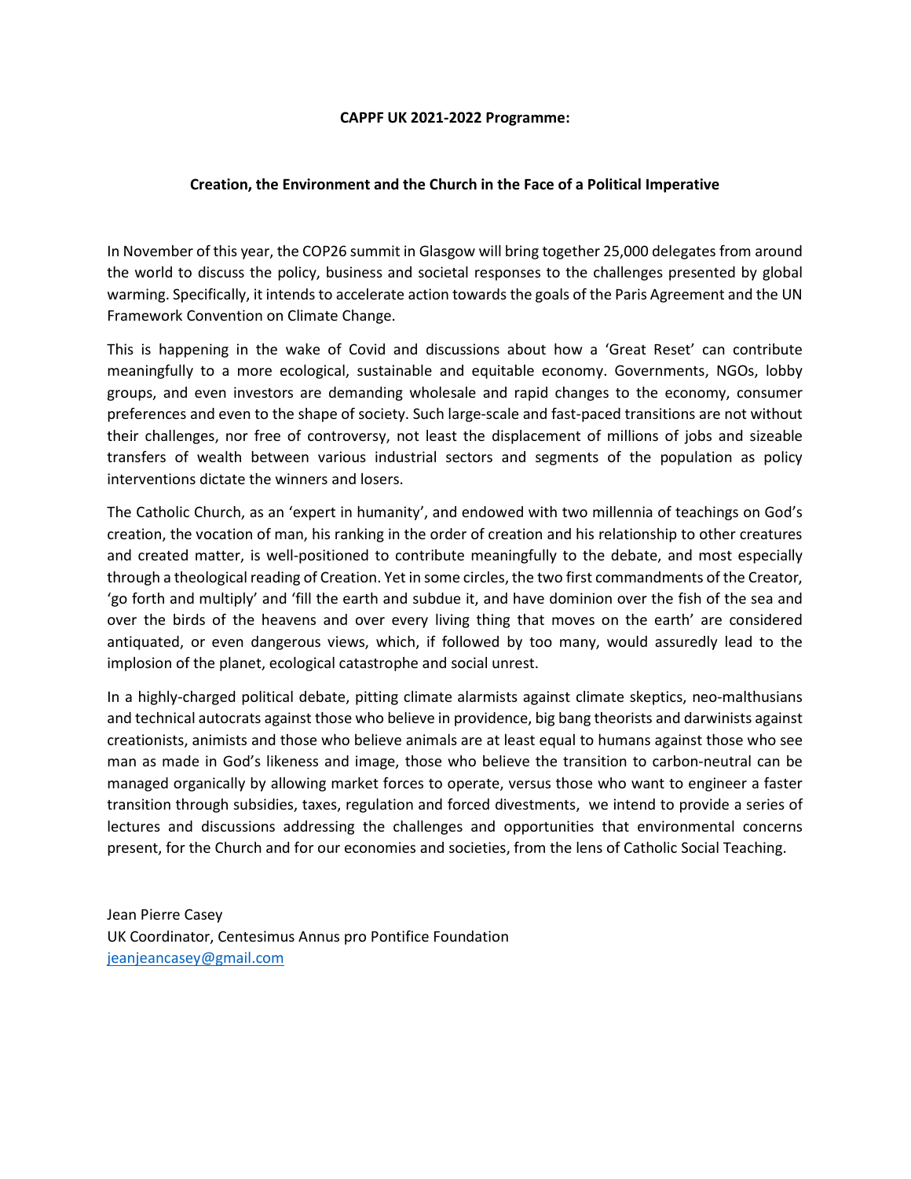**CAPPF UK 2021-2022 Programme:**

**Creation, the Environment and the Church in the Face of a Political Imperative**

In November of this year, the COP26 summit in Glasgow will bring together 25,000 delegates from around the world to discuss the policy, business and societal responses to the challenges presented by global warming. Specifically, it intends to accelerate action towards the goals of the Paris Agreement and the UN Framework Convention on Climate Change.

This is happening in the wake of Covid and discussions about how a 'Great Reset' can contribute meaningfully to a more ecological, sustainable and equitable economy. Governments, NGOs, lobby groups, and even investors are demanding wholesale and rapid changes to the economy, consumer preferences and even to the shape of society. Such large-scale and fast-paced transitions are not without their challenges, nor free of controversy, not least the displacement of millions of jobs and sizeable transfers of wealth between various industrial sectors and segments of the population as policy interventions dictate the winners and losers.

The Catholic Church, as an 'expert in humanity', and endowed with two millennia of teachings on God's creation, the vocation of man, his ranking in the order of creation and his relationship to other creatures and created matter, is well-positioned to contribute meaningfully to the debate, and most especially through a theological reading of Creation. Yet in some circles, the two first commandments of the Creator, 'go forth and multiply' and 'fill the earth and subdue it, and have dominion over the fish of the sea and over the birds of the heavens and over every living thing that moves on the earth' are considered antiquated, or even dangerous views, which, if followed by too many, would assuredly lead to the implosion of the planet, ecological catastrophe and social unrest.

In a highly-charged political debate, pitting climate alarmists against climate skeptics, neo-malthusians and technical autocrats against those who believe in providence, big bang theorists and darwinists against creationists, animists and those who believe animals are at least equal to humans against those who see man as made in God's likeness and image, those who believe the transition to carbon-neutral can be managed organically by allowing market forces to operate, versus those who want to engineer a faster transition through subsidies, taxes, regulation and forced divestments, we intend to provide a series of lectures and discussions addressing the challenges and opportunities that environmental concerns present, for the Church and for our economies and societies, from the lens of Catholic Social Teaching.

Jean Pierre Casey  
UK Coordinator, Centesimus Annus pro Pontifice Foundation  
jeanjeancasey@gmail.com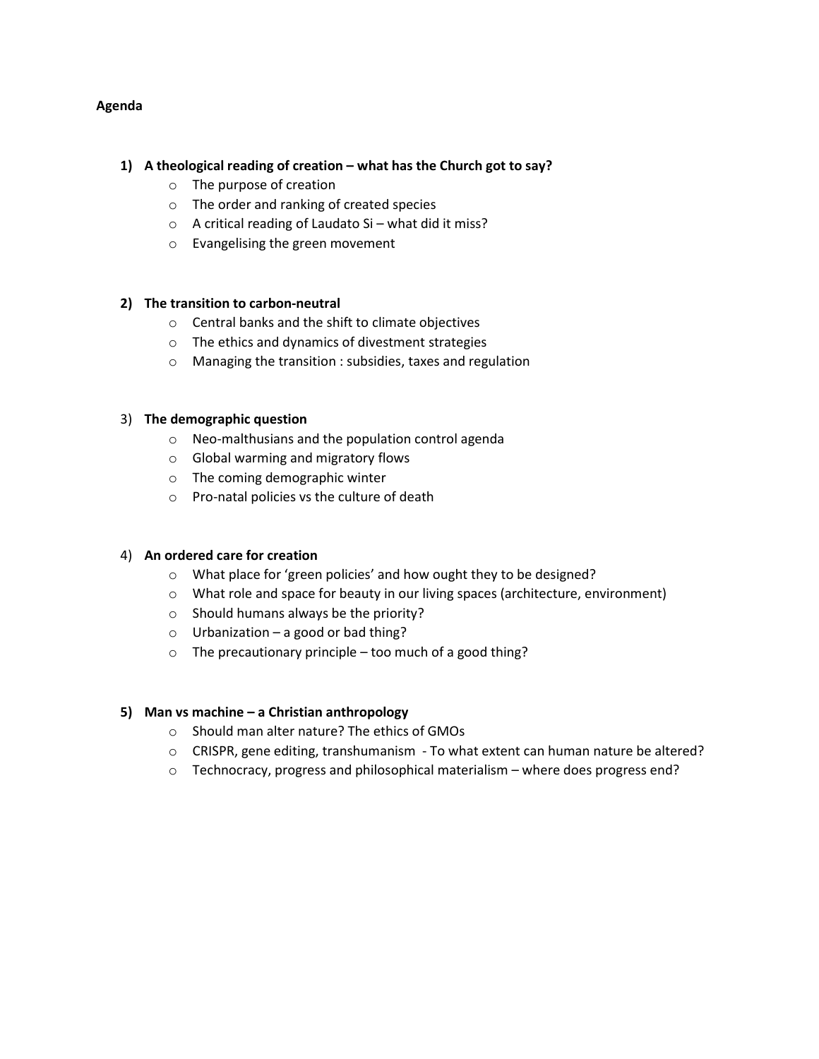**Agenda**

1) **A theological reading of creation – what has the Church got to say?**
   - The purpose of creation
   - The order and ranking of created species
   - A critical reading of Laudato Si – what did it miss?
   - Evangelising the green movement

2) **The transition to carbon-neutral**
   - Central banks and the shift to climate objectives
   - The ethics and dynamics of divestment strategies
   - Managing the transition : subsidies, taxes and regulation

3) **The demographic question**
   - Neo-malthusians and the population control agenda
   - Global warming and migratory flows
   - The coming demographic winter
   - Pro-natal policies vs the culture of death

4) **An ordered care for creation**
   - What place for 'green policies' and how ought they to be designed?
   - What role and space for beauty in our living spaces (architecture, environment)
   - Should humans always be the priority?
   - Urbanization – a good or bad thing?
   - The precautionary principle – too much of a good thing?

5) **Man vs machine – a Christian anthropology**
   - Should man alter nature? The ethics of GMOs
   - CRISPR, gene editing, transhumanism - To what extent can human nature be altered?
   - Technocracy, progress and philosophical materialism – where does progress end?